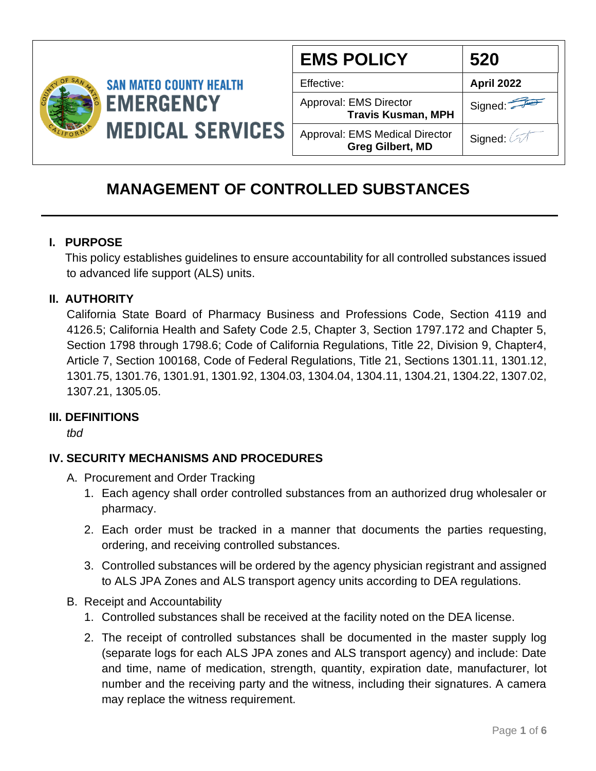SAN MATEO COUNTY HEALTH
EMERGENCY MEDICAL SERVICES

| EMS POLICY | 520 |
|---|---|
| Effective: | **April 2022** |
| Approval: EMS Director **Travis Kusman, MPH** | Signed: |
| Approval: EMS Medical Director **Greg Gilbert, MD** | Signed: |

# MANAGEMENT OF CONTROLLED SUBSTANCES

## I. PURPOSE

This policy establishes guidelines to ensure accountability for all controlled substances issued to advanced life support (ALS) units.

## II. AUTHORITY

California State Board of Pharmacy Business and Professions Code, Section 4119 and 4126.5; California Health and Safety Code 2.5, Chapter 3, Section 1797.172 and Chapter 5, Section 1798 through 1798.6; Code of California Regulations, Title 22, Division 9, Chapter4, Article 7, Section 100168, Code of Federal Regulations, Title 21, Sections 1301.11, 1301.12, 1301.75, 1301.76, 1301.91, 1301.92, 1304.03, 1304.04, 1304.11, 1304.21, 1304.22, 1307.02, 1307.21, 1305.05.

## III. DEFINITIONS

*tbd*

## IV. SECURITY MECHANISMS AND PROCEDURES

A. Procurement and Order Tracking

1. Each agency shall order controlled substances from an authorized drug wholesaler or pharmacy.
2. Each order must be tracked in a manner that documents the parties requesting, ordering, and receiving controlled substances.
3. Controlled substances will be ordered by the agency physician registrant and assigned to ALS JPA Zones and ALS transport agency units according to DEA regulations.

B. Receipt and Accountability

1. Controlled substances shall be received at the facility noted on the DEA license.
2. The receipt of controlled substances shall be documented in the master supply log (separate logs for each ALS JPA zones and ALS transport agency) and include: Date and time, name of medication, strength, quantity, expiration date, manufacturer, lot number and the receiving party and the witness, including their signatures. A camera may replace the witness requirement.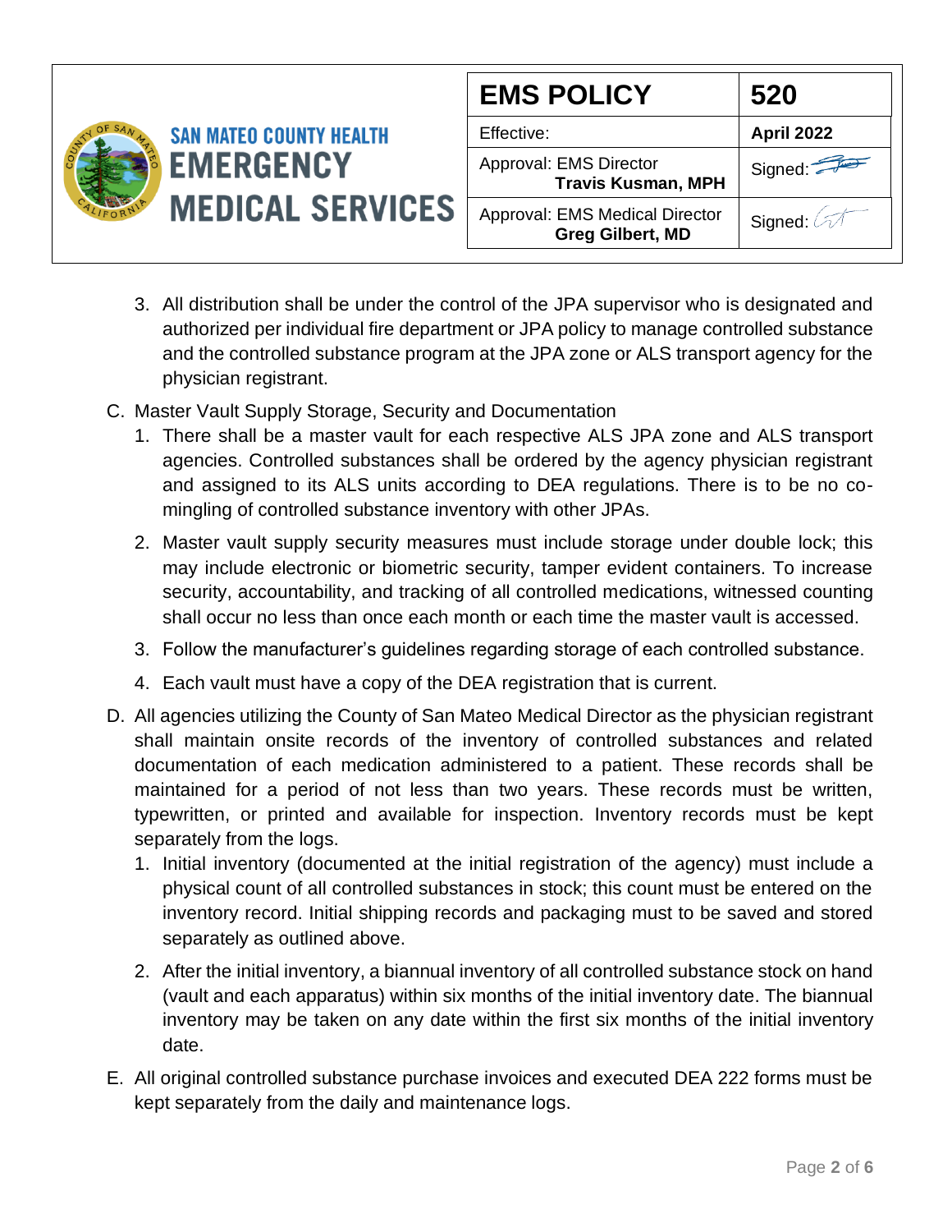3. All distribution shall be under the control of the JPA supervisor who is designated and authorized per individual fire department or JPA policy to manage controlled substance and the controlled substance program at the JPA zone or ALS transport agency for the physician registrant.

C. Master Vault Supply Storage, Security and Documentation

1. There shall be a master vault for each respective ALS JPA zone and ALS transport agencies. Controlled substances shall be ordered by the agency physician registrant and assigned to its ALS units according to DEA regulations. There is to be no co-mingling of controlled substance inventory with other JPAs.
2. Master vault supply security measures must include storage under double lock; this may include electronic or biometric security, tamper evident containers. To increase security, accountability, and tracking of all controlled medications, witnessed counting shall occur no less than once each month or each time the master vault is accessed.
3. Follow the manufacturer's guidelines regarding storage of each controlled substance.
4. Each vault must have a copy of the DEA registration that is current.

D. All agencies utilizing the County of San Mateo Medical Director as the physician registrant shall maintain onsite records of the inventory of controlled substances and related documentation of each medication administered to a patient. These records shall be maintained for a period of not less than two years. These records must be written, typewritten, or printed and available for inspection. Inventory records must be kept separately from the logs.

1. Initial inventory (documented at the initial registration of the agency) must include a physical count of all controlled substances in stock; this count must be entered on the inventory record. Initial shipping records and packaging must to be saved and stored separately as outlined above.
2. After the initial inventory, a biannual inventory of all controlled substance stock on hand (vault and each apparatus) within six months of the initial inventory date. The biannual inventory may be taken on any date within the first six months of the initial inventory date.

E. All original controlled substance purchase invoices and executed DEA 222 forms must be kept separately from the daily and maintenance logs.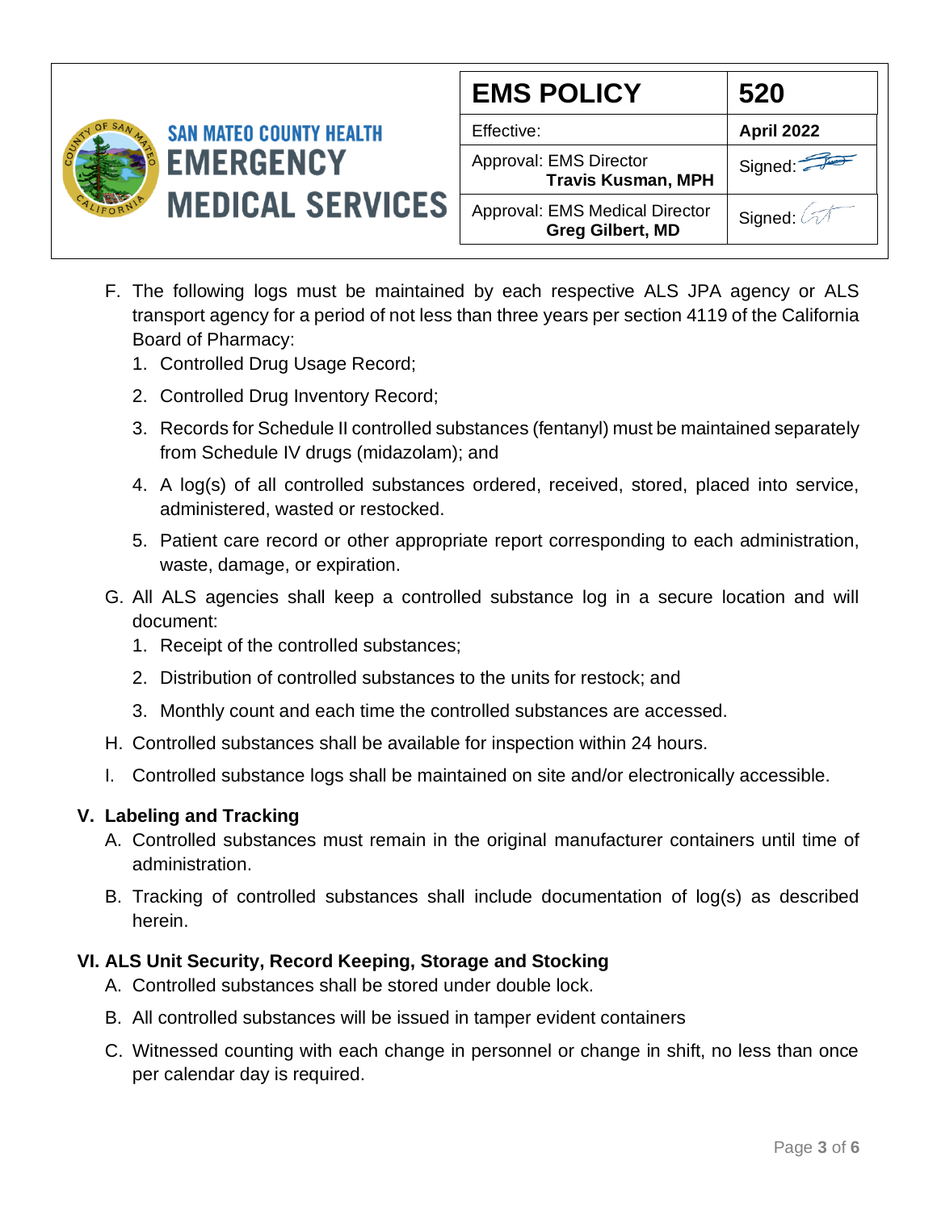F. The following logs must be maintained by each respective ALS JPA agency or ALS transport agency for a period of not less than three years per section 4119 of the California Board of Pharmacy:
   1. Controlled Drug Usage Record;
   2. Controlled Drug Inventory Record;
   3. Records for Schedule II controlled substances (fentanyl) must be maintained separately from Schedule IV drugs (midazolam); and
   4. A log(s) of all controlled substances ordered, received, stored, placed into service, administered, wasted or restocked.
   5. Patient care record or other appropriate report corresponding to each administration, waste, damage, or expiration.

G. All ALS agencies shall keep a controlled substance log in a secure location and will document:
   1. Receipt of the controlled substances;
   2. Distribution of controlled substances to the units for restock; and
   3. Monthly count and each time the controlled substances are accessed.

H. Controlled substances shall be available for inspection within 24 hours.

I. Controlled substance logs shall be maintained on site and/or electronically accessible.

## V. Labeling and Tracking

A. Controlled substances must remain in the original manufacturer containers until time of administration.

B. Tracking of controlled substances shall include documentation of log(s) as described herein.

## VI. ALS Unit Security, Record Keeping, Storage and Stocking

A. Controlled substances shall be stored under double lock.

B. All controlled substances will be issued in tamper evident containers

C. Witnessed counting with each change in personnel or change in shift, no less than once per calendar day is required.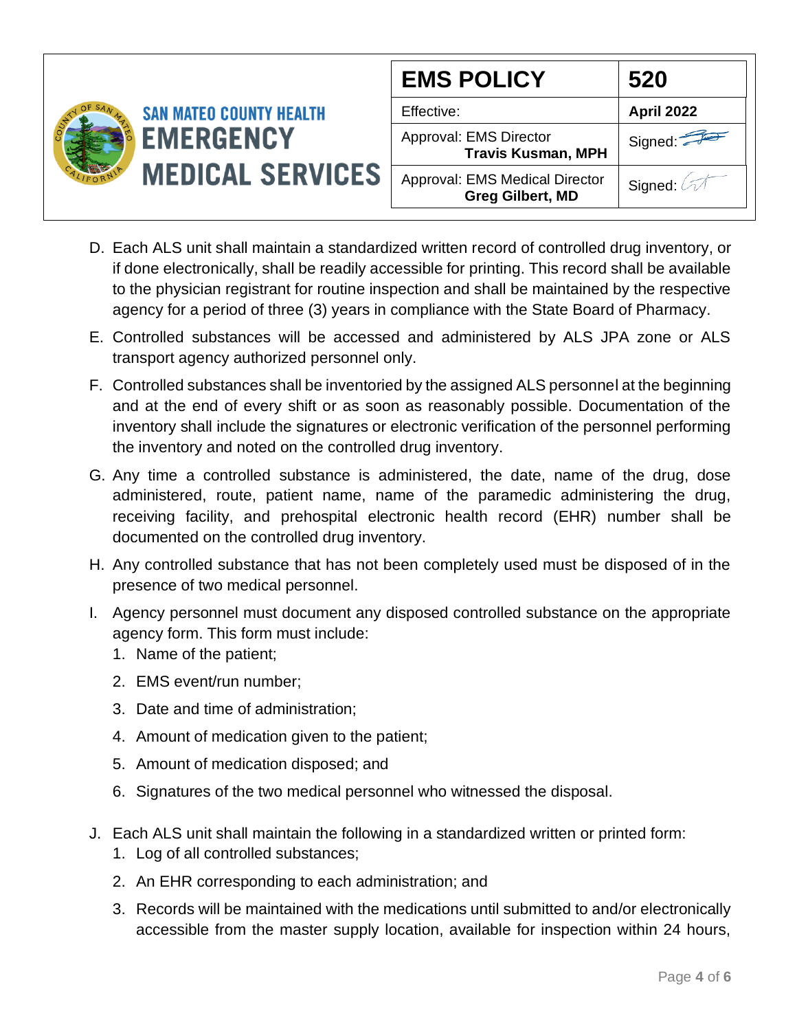D. Each ALS unit shall maintain a standardized written record of controlled drug inventory, or if done electronically, shall be readily accessible for printing. This record shall be available to the physician registrant for routine inspection and shall be maintained by the respective agency for a period of three (3) years in compliance with the State Board of Pharmacy.

E. Controlled substances will be accessed and administered by ALS JPA zone or ALS transport agency authorized personnel only.

F. Controlled substances shall be inventoried by the assigned ALS personnel at the beginning and at the end of every shift or as soon as reasonably possible. Documentation of the inventory shall include the signatures or electronic verification of the personnel performing the inventory and noted on the controlled drug inventory.

G. Any time a controlled substance is administered, the date, name of the drug, dose administered, route, patient name, name of the paramedic administering the drug, receiving facility, and prehospital electronic health record (EHR) number shall be documented on the controlled drug inventory.

H. Any controlled substance that has not been completely used must be disposed of in the presence of two medical personnel.

I. Agency personnel must document any disposed controlled substance on the appropriate agency form. This form must include:
   1. Name of the patient;
   2. EMS event/run number;
   3. Date and time of administration;
   4. Amount of medication given to the patient;
   5. Amount of medication disposed; and
   6. Signatures of the two medical personnel who witnessed the disposal.

J. Each ALS unit shall maintain the following in a standardized written or printed form:
   1. Log of all controlled substances;
   2. An EHR corresponding to each administration; and
   3. Records will be maintained with the medications until submitted to and/or electronically accessible from the master supply location, available for inspection within 24 hours,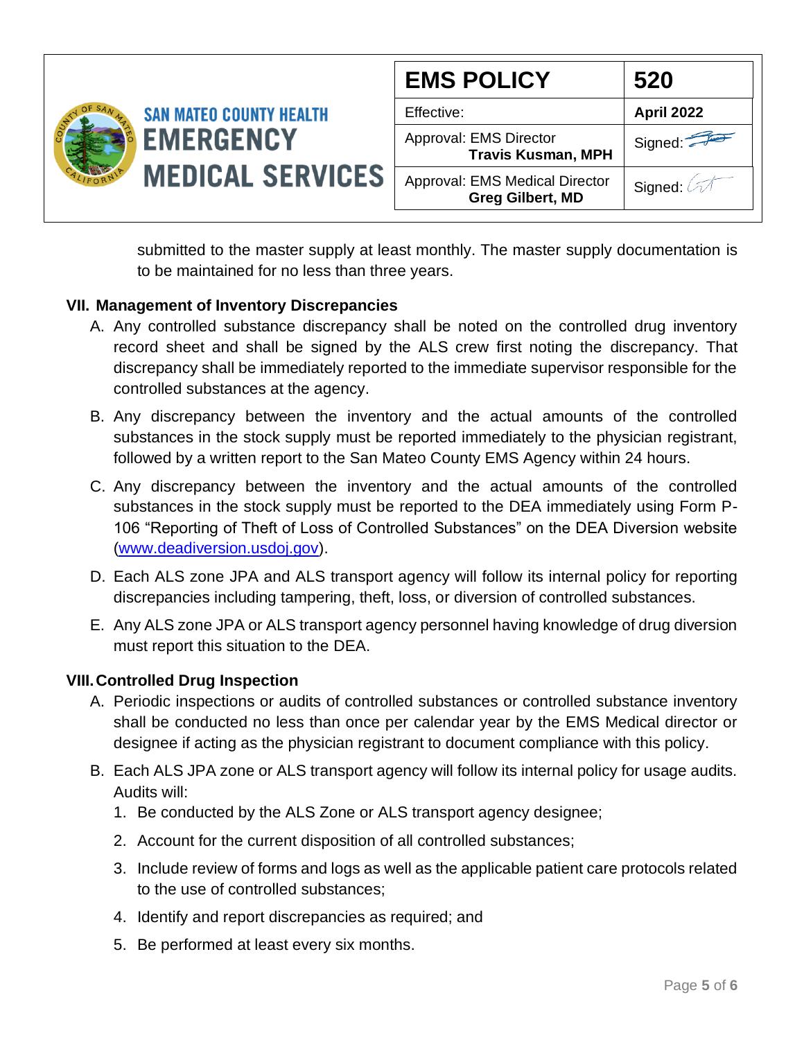submitted to the master supply at least monthly. The master supply documentation is to be maintained for no less than three years.

## VII. Management of Inventory Discrepancies

A. Any controlled substance discrepancy shall be noted on the controlled drug inventory record sheet and shall be signed by the ALS crew first noting the discrepancy. That discrepancy shall be immediately reported to the immediate supervisor responsible for the controlled substances at the agency.

B. Any discrepancy between the inventory and the actual amounts of the controlled substances in the stock supply must be reported immediately to the physician registrant, followed by a written report to the San Mateo County EMS Agency within 24 hours.

C. Any discrepancy between the inventory and the actual amounts of the controlled substances in the stock supply must be reported to the DEA immediately using Form P-106 "Reporting of Theft of Loss of Controlled Substances" on the DEA Diversion website (www.deadiversion.usdoj.gov).

D. Each ALS zone JPA and ALS transport agency will follow its internal policy for reporting discrepancies including tampering, theft, loss, or diversion of controlled substances.

E. Any ALS zone JPA or ALS transport agency personnel having knowledge of drug diversion must report this situation to the DEA.

## VIII. Controlled Drug Inspection

A. Periodic inspections or audits of controlled substances or controlled substance inventory shall be conducted no less than once per calendar year by the EMS Medical director or designee if acting as the physician registrant to document compliance with this policy.

B. Each ALS JPA zone or ALS transport agency will follow its internal policy for usage audits. Audits will:
   1. Be conducted by the ALS Zone or ALS transport agency designee;
   2. Account for the current disposition of all controlled substances;
   3. Include review of forms and logs as well as the applicable patient care protocols related to the use of controlled substances;
   4. Identify and report discrepancies as required; and
   5. Be performed at least every six months.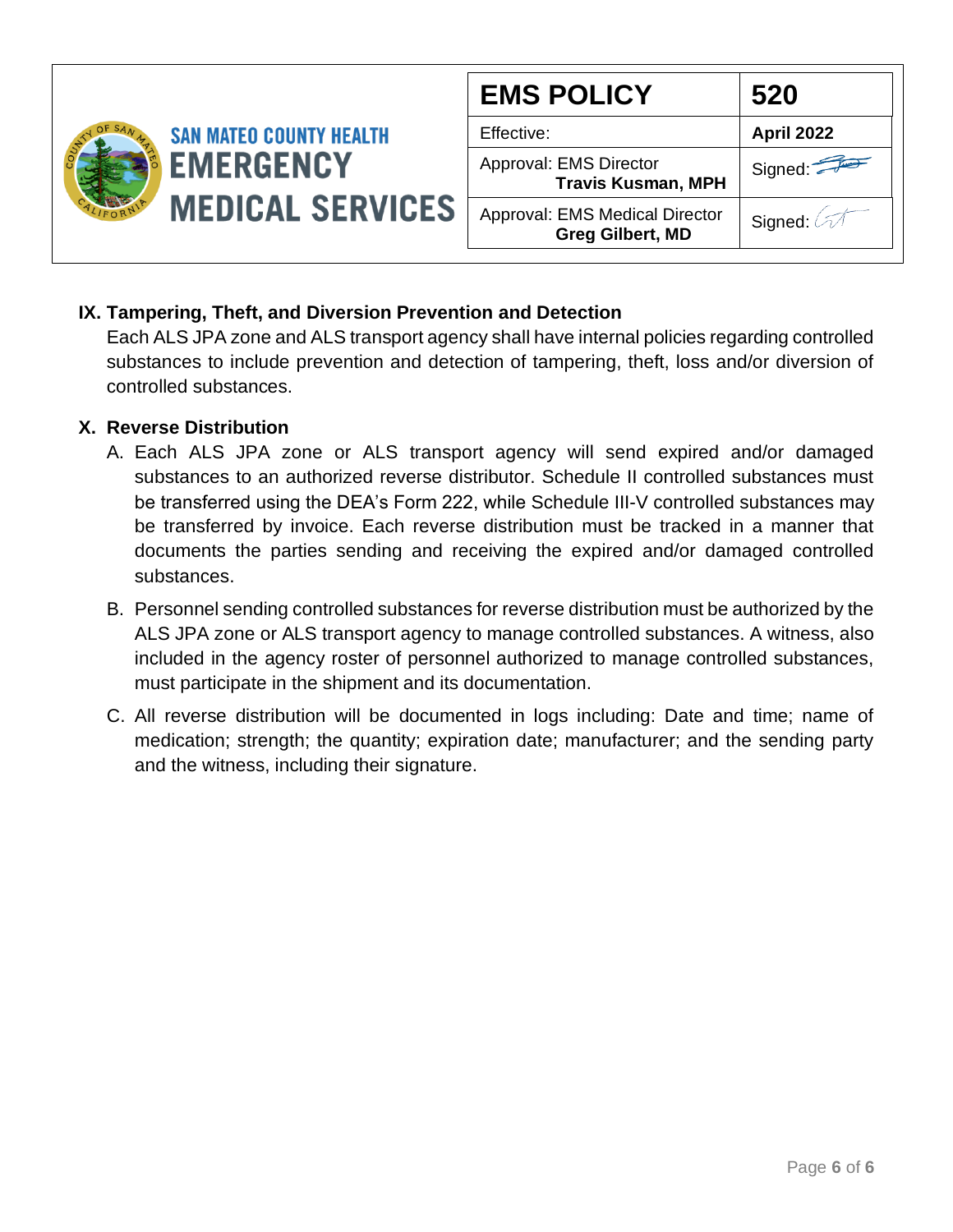| | | | |
|---|---|---|---|
| SAN MATEO COUNTY HEALTH EMERGENCY MEDICAL SERVICES | **EMS POLICY** | **520** |
| | Effective: | **April 2022** |
| | Approval: EMS Director **Travis Kusman, MPH** | Signed: |
| | Approval: EMS Medical Director **Greg Gilbert, MD** | Signed: |

## IX. Tampering, Theft, and Diversion Prevention and Detection

Each ALS JPA zone and ALS transport agency shall have internal policies regarding controlled substances to include prevention and detection of tampering, theft, loss and/or diversion of controlled substances.

## X. Reverse Distribution

A. Each ALS JPA zone or ALS transport agency will send expired and/or damaged substances to an authorized reverse distributor. Schedule II controlled substances must be transferred using the DEA's Form 222, while Schedule III-V controlled substances may be transferred by invoice. Each reverse distribution must be tracked in a manner that documents the parties sending and receiving the expired and/or damaged controlled substances.

B. Personnel sending controlled substances for reverse distribution must be authorized by the ALS JPA zone or ALS transport agency to manage controlled substances. A witness, also included in the agency roster of personnel authorized to manage controlled substances, must participate in the shipment and its documentation.

C. All reverse distribution will be documented in logs including: Date and time; name of medication; strength; the quantity; expiration date; manufacturer; and the sending party and the witness, including their signature.